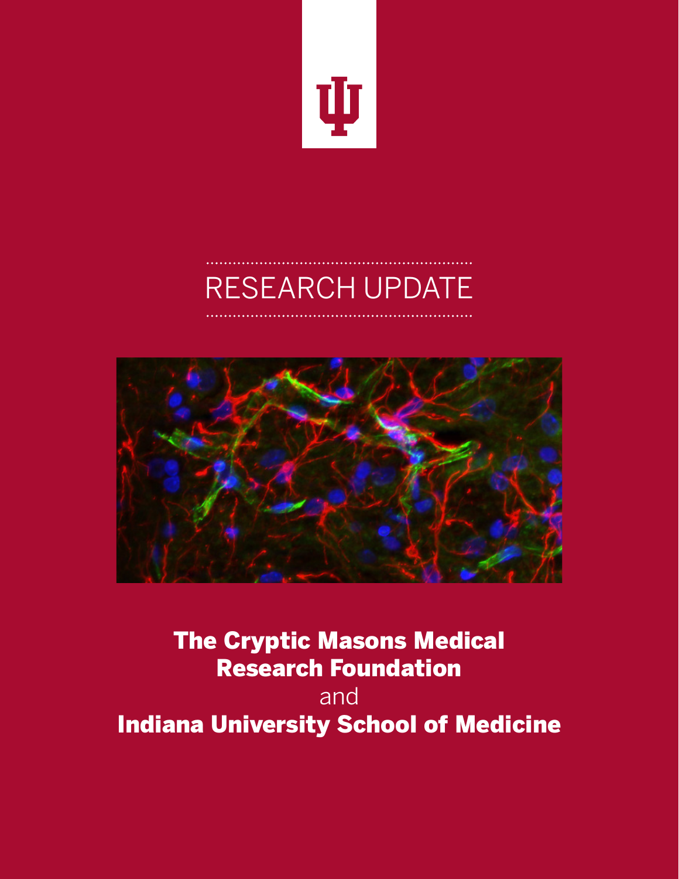# RESEARCH UPDATE

**The Cryptic Masons Medical Research Foundation**

and

**Indiana University School of Medicine**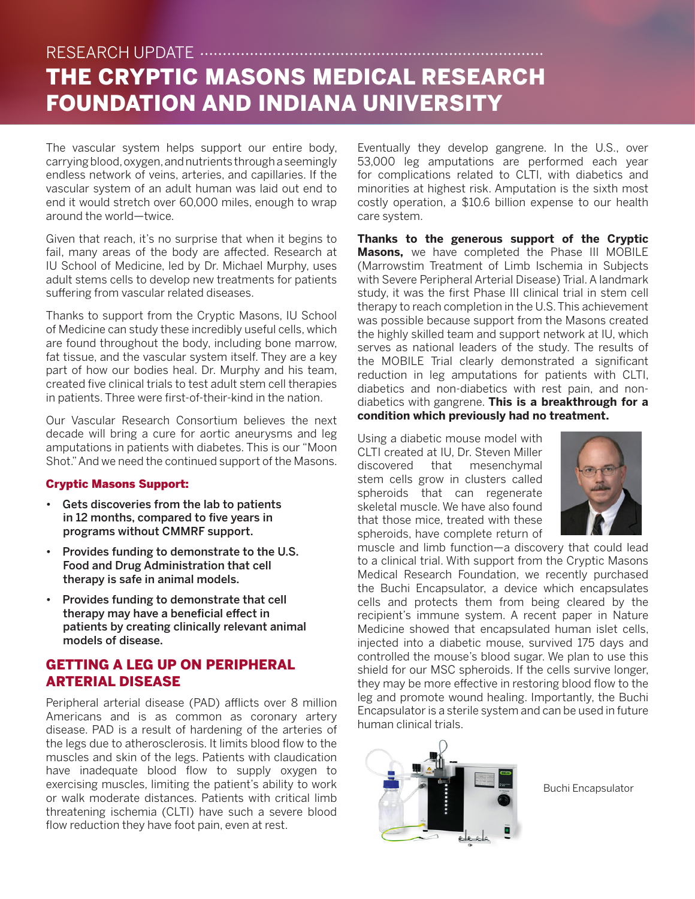RESEARCH UPDATE

# THE CRYPTIC MASONS MEDICAL RESEARCH FOUNDATION AND INDIANA UNIVERSITY

The vascular system helps support our entire body, carrying blood, oxygen, and nutrients through a seemingly endless network of veins, arteries, and capillaries. If the vascular system of an adult human was laid out end to end it would stretch over 60,000 miles, enough to wrap around the world—twice.

Given that reach, it's no surprise that when it begins to fail, many areas of the body are affected. Research at IU School of Medicine, led by Dr. Michael Murphy, uses adult stems cells to develop new treatments for patients suffering from vascular related diseases.

Thanks to support from the Cryptic Masons, IU School of Medicine can study these incredibly useful cells, which are found throughout the body, including bone marrow, fat tissue, and the vascular system itself. They are a key part of how our bodies heal. Dr. Murphy and his team, created five clinical trials to test adult stem cell therapies in patients. Three were first-of-their-kind in the nation.

Our Vascular Research Consortium believes the next decade will bring a cure for aortic aneurysms and leg amputations in patients with diabetes. This is our "Moon Shot." And we need the continued support of the Masons.

### Cryptic Masons Support:

- **Gets discoveries from the lab to patients in 12 months, compared to five years in programs without CMMRF support.**
- **Provides funding to demonstrate to the U.S. Food and Drug Administration that cell therapy is safe in animal models.**
- **Provides funding to demonstrate that cell therapy may have a beneficial effect in patients by creating clinically relevant animal models of disease.**

## GETTING A LEG UP ON PERIPHERAL ARTERIAL DISEASE

Peripheral arterial disease (PAD) afflicts over 8 million Americans and is as common as coronary artery disease. PAD is a result of hardening of the arteries of the legs due to atherosclerosis. It limits blood flow to the muscles and skin of the legs. Patients with claudication have inadequate blood flow to supply oxygen to exercising muscles, limiting the patient's ability to work or walk moderate distances. Patients with critical limb threatening ischemia (CLTI) have such a severe blood flow reduction they have foot pain, even at rest. Eventually they develop gangrene. In the U.S., over 53,000 leg amputations are performed each year for complications related to CLTI, with diabetics and minorities at highest risk. Amputation is the sixth most costly operation, a $10.6 billion expense to our health care system.

**Thanks to the generous support of the Cryptic Masons,** we have completed the Phase III MOBILE (Marrowstim Treatment of Limb Ischemia in Subjects with Severe Peripheral Arterial Disease) Trial. A landmark study, it was the first Phase III clinical trial in stem cell therapy to reach completion in the U.S. This achievement was possible because support from the Masons created the highly skilled team and support network at IU, which serves as national leaders of the study. The results of the MOBILE Trial clearly demonstrated a significant reduction in leg amputations for patients with CLTI, diabetics and non-diabetics with rest pain, and non-diabetics with gangrene. **This is a breakthrough for a condition which previously had no treatment.**

Using a diabetic mouse model with CLTI created at IU, Dr. Steven Miller discovered that mesenchymal stem cells grow in clusters called spheroids that can regenerate skeletal muscle. We have also found that those mice, treated with these spheroids, have complete return of muscle and limb function—a discovery that could lead to a clinical trial. With support from the Cryptic Masons Medical Research Foundation, we recently purchased the Buchi Encapsulator, a device which encapsulates cells and protects them from being cleared by the recipient's immune system. A recent paper in Nature Medicine showed that encapsulated human islet cells, injected into a diabetic mouse, survived 175 days and controlled the mouse's blood sugar. We plan to use this shield for our MSC spheroids. If the cells survive longer, they may be more effective in restoring blood flow to the leg and promote wound healing. Importantly, the Buchi Encapsulator is a sterile system and can be used in future human clinical trials.

Buchi Encapsulator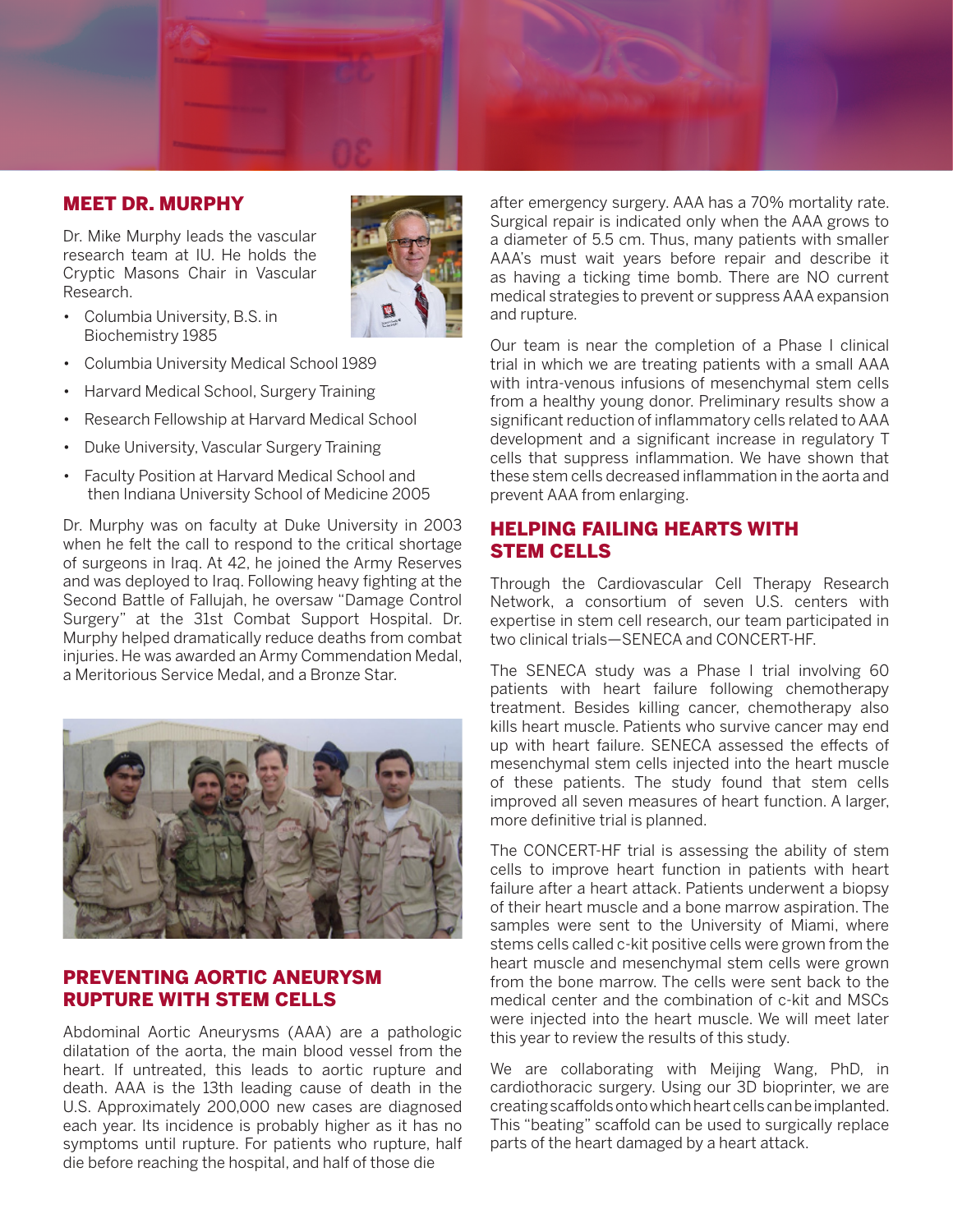## MEET DR. MURPHY

Dr. Mike Murphy leads the vascular research team at IU. He holds the Cryptic Masons Chair in Vascular Research.

- Columbia University, B.S. in Biochemistry 1985
- Columbia University Medical School 1989
- Harvard Medical School, Surgery Training
- Research Fellowship at Harvard Medical School
- Duke University, Vascular Surgery Training
- Faculty Position at Harvard Medical School and then Indiana University School of Medicine 2005

Dr. Murphy was on faculty at Duke University in 2003 when he felt the call to respond to the critical shortage of surgeons in Iraq. At 42, he joined the Army Reserves and was deployed to Iraq. Following heavy fighting at the Second Battle of Fallujah, he oversaw "Damage Control Surgery" at the 31st Combat Support Hospital. Dr. Murphy helped dramatically reduce deaths from combat injuries. He was awarded an Army Commendation Medal, a Meritorious Service Medal, and a Bronze Star.

## PREVENTING AORTIC ANEURYSM RUPTURE WITH STEM CELLS

Abdominal Aortic Aneurysms (AAA) are a pathologic dilatation of the aorta, the main blood vessel from the heart. If untreated, this leads to aortic rupture and death. AAA is the 13th leading cause of death in the U.S. Approximately 200,000 new cases are diagnosed each year. Its incidence is probably higher as it has no symptoms until rupture. For patients who rupture, half die before reaching the hospital, and half of those die after emergency surgery. AAA has a 70% mortality rate. Surgical repair is indicated only when the AAA grows to a diameter of 5.5 cm. Thus, many patients with smaller AAA's must wait years before repair and describe it as having a ticking time bomb. There are NO current medical strategies to prevent or suppress AAA expansion and rupture.

Our team is near the completion of a Phase I clinical trial in which we are treating patients with a small AAA with intra-venous infusions of mesenchymal stem cells from a healthy young donor. Preliminary results show a significant reduction of inflammatory cells related to AAA development and a significant increase in regulatory T cells that suppress inflammation. We have shown that these stem cells decreased inflammation in the aorta and prevent AAA from enlarging.

## HELPING FAILING HEARTS WITH STEM CELLS

Through the Cardiovascular Cell Therapy Research Network, a consortium of seven U.S. centers with expertise in stem cell research, our team participated in two clinical trials—SENECA and CONCERT-HF.

The SENECA study was a Phase I trial involving 60 patients with heart failure following chemotherapy treatment. Besides killing cancer, chemotherapy also kills heart muscle. Patients who survive cancer may end up with heart failure. SENECA assessed the effects of mesenchymal stem cells injected into the heart muscle of these patients. The study found that stem cells improved all seven measures of heart function. A larger, more definitive trial is planned.

The CONCERT-HF trial is assessing the ability of stem cells to improve heart function in patients with heart failure after a heart attack. Patients underwent a biopsy of their heart muscle and a bone marrow aspiration. The samples were sent to the University of Miami, where stems cells called c-kit positive cells were grown from the heart muscle and mesenchymal stem cells were grown from the bone marrow. The cells were sent back to the medical center and the combination of c-kit and MSCs were injected into the heart muscle. We will meet later this year to review the results of this study.

We are collaborating with Meijing Wang, PhD, in cardiothoracic surgery. Using our 3D bioprinter, we are creating scaffolds onto which heart cells can be implanted. This "beating" scaffold can be used to surgically replace parts of the heart damaged by a heart attack.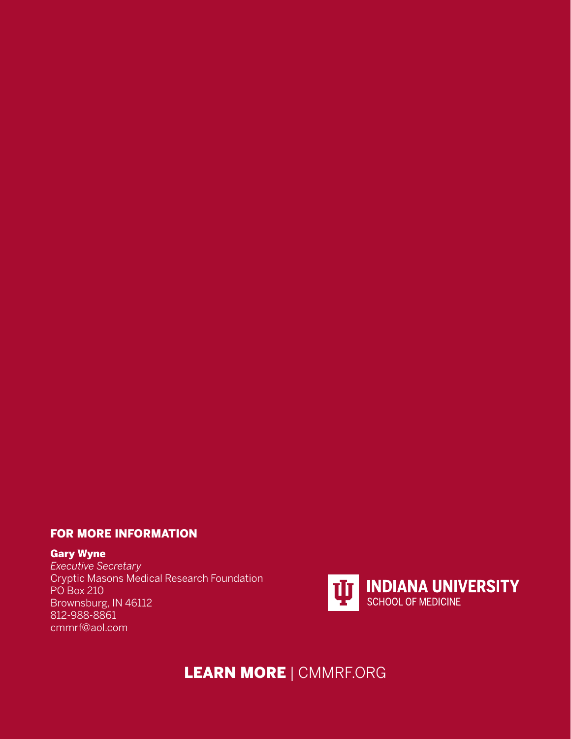## FOR MORE INFORMATION

**Gary Wyne**
*Executive Secretary*
Cryptic Masons Medical Research Foundation
PO Box 210
Brownsburg, IN 46112
812-988-8861
cmmrf@aol.com

INDIANA UNIVERSITY
SCHOOL OF MEDICINE

**LEARN MORE** | CMMRF.ORG